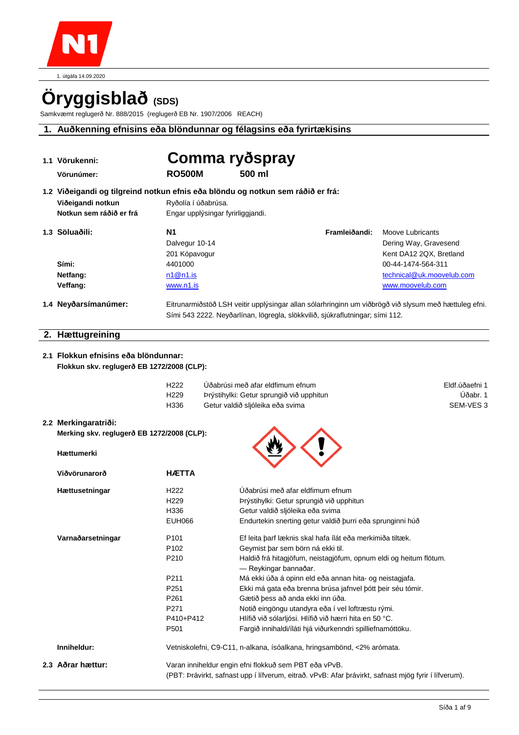1. útgáfa 14.09.2020

# Öryggisblað (SDS)

Samkvæmt reglugerð Nr. 888/2015 (reglugerð EB Nr. 1907/2006 REACH)

## 1. Auðkenning efnisins eða blöndunnar og félagsins eða fyrirtækisins

**1.1 Vörukenni:** **Comma ryðspray**

**Vörunúmer:** **RO500M** **500 ml**

**1.2 Viðeigandi og tilgreind notkun efnis eða blöndu og notkun sem ráðið er frá:**

**Viðeigandi notkun** Ryðolía í úðabrúsa.

**Notkun sem ráðið er frá** Engar upplýsingar fyrirliggjandi.

**1.3 Söluaðili:**

**N1**
Dalvegur 10-14
201 Kópavogur

**Sími:** 4401000
**Netfang:** n1@n1.is
**Veffang:** www.n1.is

**Framleiðandi:**

Moove Lubricants
Dering Way, Gravesend
Kent DA12 2QX, Bretland
00-44-1474-564-311
technical@uk.moovelub.com
www.moovelub.com

**1.4 Neyðarsímanúmer:** Eitrunarmiðstöð LSH veitir upplýsingar allan sólarhringinn um viðbrögð við slysum með hættuleg efni. Sími 543 2222. Neyðarlínan, lögregla, slökkvilið, sjúkraflutningar; sími 112.

## 2. Hættugreining

**2.1 Flokkun efnisins eða blöndunnar:**
**Flokkun skv. reglugerð EB 1272/2008 (CLP):**

| | | |
|---|---|---|
| H222 | Úðabrúsi með afar eldfimum efnum | Eldf.úðaefni 1 |
| H229 | Þrýstihylki: Getur sprungið við upphitun | Úðabr. 1 |
| H336 | Getur valdið sljóleika eða svima | SEM-VES 3 |

**2.2 Merkingaratriði:**
**Merking skv. reglugerð EB 1272/2008 (CLP):**

**Hættumerki**

**Viðvörunarorð** **HÆTTA**

**Hættusetningar**

| | |
|---|---|
| H222 | Úðabrúsi með afar eldfimum efnum |
| H229 | Þrýstihylki: Getur sprungið við upphitun |
| H336 | Getur valdið sljóleika eða svima |
| EUH066 | Endurtekin snerting getur valdið þurri eða sprunginni húð |

**Varnaðarsetningar**

| | |
|---|---|
| P101 | Ef leita þarf læknis skal hafa ílát eða merkimiða tiltæk. |
| P102 | Geymist þar sem börn ná ekki til. |
| P210 | Haldið frá hitagjöfum, neistagjöfum, opnum eldi og heitum flötum. — Reykingar bannaðar. |
| P211 | Má ekki úða á opinn eld eða annan hita- og neistagjafa. |
| P251 | Ekki má gata eða brenna brúsa jafnvel þótt þeir séu tómir. |
| P261 | Gætið þess að anda ekki inn úða. |
| P271 | Notið eingöngu utandyra eða í vel loftræstu rými. |
| P410+P412 | Hlífið við sólarljósi. Hlífið við hærri hita en 50 °C. |
| P501 | Fargið innihaldi/íláti hjá viðurkenndri spilliefnamóttöku. |

**Inniheldur:** Vetniskolefni, C9-C11, n-alkana, ísóalkana, hringsambönd, <2% arómata.

**2.3 Aðrar hættur:** Varan inniheldur engin efni flokkuð sem PBT eða vPvB.
(PBT: Þrávirkt, safnast upp í lífverum, eitrað. vPvB: Afar þrávirkt, safnast mjög fyrir í lífverum).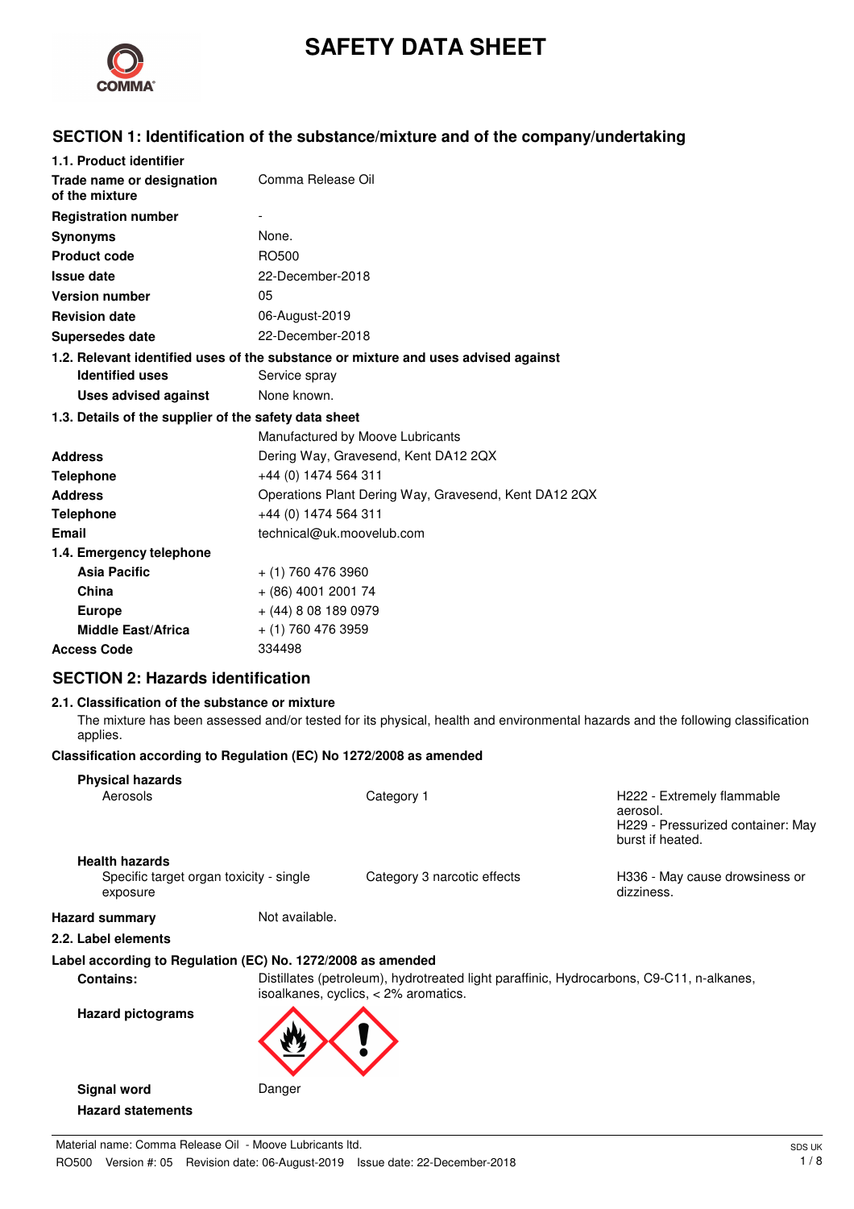# SAFETY DATA SHEET

## SECTION 1: Identification of the substance/mixture and of the company/undertaking

### 1.1. Product identifier

| | |
|---|---|
| **Trade name or designation of the mixture** | Comma Release Oil |
| **Registration number** | - |
| **Synonyms** | None. |
| **Product code** | RO500 |
| **Issue date** | 22-December-2018 |
| **Version number** | 05 |
| **Revision date** | 06-August-2019 |
| **Supersedes date** | 22-December-2018 |

### 1.2. Relevant identified uses of the substance or mixture and uses advised against

| | |
|---|---|
| **Identified uses** | Service spray |
| **Uses advised against** | None known. |

### 1.3. Details of the supplier of the safety data sheet

| | |
|---|---|
| | Manufactured by Moove Lubricants |
| **Address** | Dering Way, Gravesend, Kent DA12 2QX |
| **Telephone** | +44 (0) 1474 564 311 |
| **Address** | Operations Plant Dering Way, Gravesend, Kent DA12 2QX |
| **Telephone** | +44 (0) 1474 564 311 |
| **Email** | technical@uk.moovelub.com |

### 1.4. Emergency telephone

| | |
|---|---|
| **Asia Pacific** | + (1) 760 476 3960 |
| **China** | + (86) 4001 2001 74 |
| **Europe** | + (44) 8 08 189 0979 |
| **Middle East/Africa** | + (1) 760 476 3959 |
| **Access Code** | 334498 |

## SECTION 2: Hazards identification

### 2.1. Classification of the substance or mixture

The mixture has been assessed and/or tested for its physical, health and environmental hazards and the following classification applies.

**Classification according to Regulation (EC) No 1272/2008 as amended**

| | | |
|---|---|---|
| **Physical hazards** | | |
| Aerosols | Category 1 | H222 - Extremely flammable aerosol. H229 - Pressurized container: May burst if heated. |
| **Health hazards** | | |
| Specific target organ toxicity - single exposure | Category 3 narcotic effects | H336 - May cause drowsiness or dizziness. |

**Hazard summary** Not available.

### 2.2. Label elements

**Label according to Regulation (EC) No. 1272/2008 as amended**

**Contains:** Distillates (petroleum), hydrotreated light paraffinic, Hydrocarbons, C9-C11, n-alkanes, isoalkanes, cyclics, < 2% aromatics.

**Hazard pictograms**

**Signal word** Danger

**Hazard statements**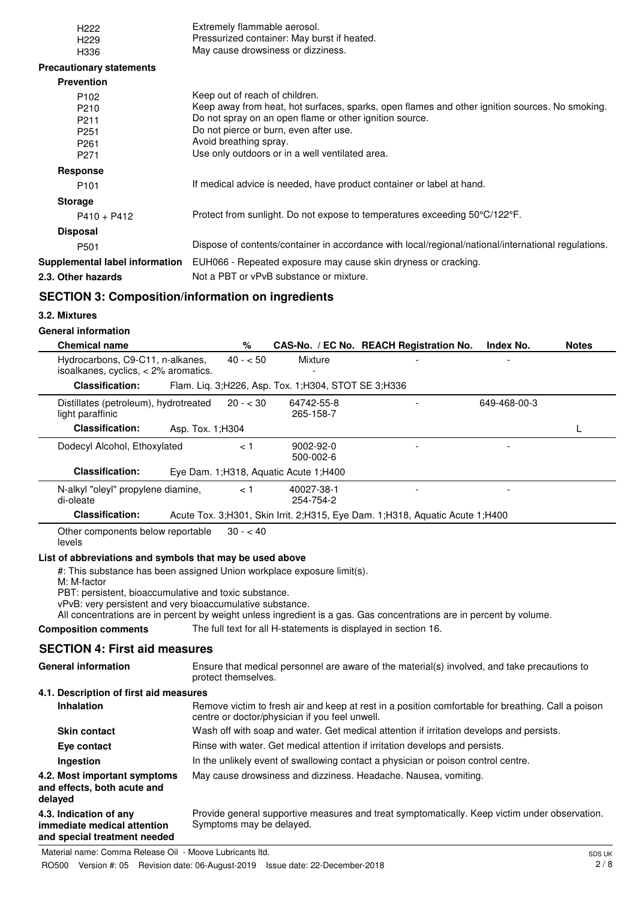| | |
|---|---|
| H222 | Extremely flammable aerosol. |
| H229 | Pressurized container: May burst if heated. |
| H336 | May cause drowsiness or dizziness. |

**Precautionary statements**

**Prevention**

| | |
|---|---|
| P102 | Keep out of reach of children. |
| P210 | Keep away from heat, hot surfaces, sparks, open flames and other ignition sources. No smoking. |
| P211 | Do not spray on an open flame or other ignition source. |
| P251 | Do not pierce or burn, even after use. |
| P261 | Avoid breathing spray. |
| P271 | Use only outdoors or in a well ventilated area. |

**Response**

| | |
|---|---|
| P101 | If medical advice is needed, have product container or label at hand. |

**Storage**

| | |
|---|---|
| P410 + P412 | Protect from sunlight. Do not expose to temperatures exceeding 50°C/122°F. |

**Disposal**

| | |
|---|---|
| P501 | Dispose of contents/container in accordance with local/regional/national/international regulations. |

**Supplemental label information** EUH066 - Repeated exposure may cause skin dryness or cracking.

**2.3. Other hazards** Not a PBT or vPvB substance or mixture.

## SECTION 3: Composition/information on ingredients

### 3.2. Mixtures

**General information**

| Chemical name | % | CAS-No. / EC No. | REACH Registration No. | Index No. | Notes |
|---|---|---|---|---|---|
| Hydrocarbons, C9-C11, n-alkanes, isoalkanes, cyclics, < 2% aromatics. | 40 - < 50 | Mixture<br>- | - | - | |
| **Classification:** Flam. Liq. 3;H226, Asp. Tox. 1;H304, STOT SE 3;H336 | | | | | |
| Distillates (petroleum), hydrotreated light paraffinic | 20 - < 30 | 64742-55-8<br>265-158-7 | - | 649-468-00-3 | |
| **Classification:** Asp. Tox. 1;H304 | | | | | L |
| Dodecyl Alcohol, Ethoxylated | < 1 | 9002-92-0<br>500-002-6 | - | - | |
| **Classification:** Eye Dam. 1;H318, Aquatic Acute 1;H400 | | | | | |
| N-alkyl "oleyl" propylene diamine, di-oleate | < 1 | 40027-38-1<br>254-754-2 | - | - | |
| **Classification:** Acute Tox. 3;H301, Skin Irrit. 2;H315, Eye Dam. 1;H318, Aquatic Acute 1;H400 | | | | | |
| Other components below reportable levels | 30 - < 40 | | | | |

**List of abbreviations and symbols that may be used above**

#: This substance has been assigned Union workplace exposure limit(s).
M: M-factor
PBT: persistent, bioaccumulative and toxic substance.
vPvB: very persistent and very bioaccumulative substance.
All concentrations are in percent by weight unless ingredient is a gas. Gas concentrations are in percent by volume.

**Composition comments** The full text for all H-statements is displayed in section 16.

## SECTION 4: First aid measures

**General information** Ensure that medical personnel are aware of the material(s) involved, and take precautions to protect themselves.

### 4.1. Description of first aid measures

**Inhalation** Remove victim to fresh air and keep at rest in a position comfortable for breathing. Call a poison centre or doctor/physician if you feel unwell.

**Skin contact** Wash off with soap and water. Get medical attention if irritation develops and persists.

**Eye contact** Rinse with water. Get medical attention if irritation develops and persists.

**Ingestion** In the unlikely event of swallowing contact a physician or poison control centre.

**4.2. Most important symptoms and effects, both acute and delayed** May cause drowsiness and dizziness. Headache. Nausea, vomiting.

**4.3. Indication of any immediate medical attention and special treatment needed** Provide general supportive measures and treat symptomatically. Keep victim under observation. Symptoms may be delayed.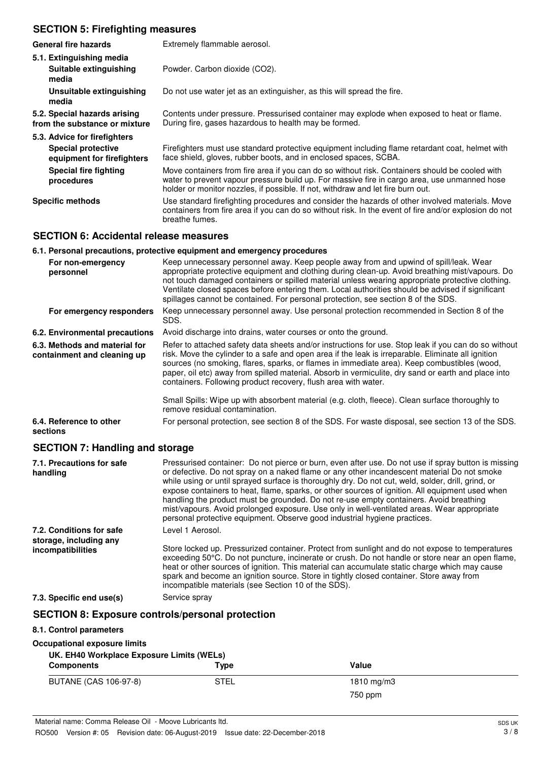## SECTION 5: Firefighting measures

**General fire hazards** Extremely flammable aerosol.

**5.1. Extinguishing media**

**Suitable extinguishing media** Powder. Carbon dioxide ($CO_2$).

**Unsuitable extinguishing media** Do not use water jet as an extinguisher, as this will spread the fire.

**5.2. Special hazards arising from the substance or mixture** Contents under pressure. Pressurised container may explode when exposed to heat or flame. During fire, gases hazardous to health may be formed.

**5.3. Advice for firefighters**

**Special protective equipment for firefighters** Firefighters must use standard protective equipment including flame retardant coat, helmet with face shield, gloves, rubber boots, and in enclosed spaces, SCBA.

**Special fire fighting procedures** Move containers from fire area if you can do so without risk. Containers should be cooled with water to prevent vapour pressure build up. For massive fire in cargo area, use unmanned hose holder or monitor nozzles, if possible. If not, withdraw and let fire burn out.

**Specific methods** Use standard firefighting procedures and consider the hazards of other involved materials. Move containers from fire area if you can do so without risk. In the event of fire and/or explosion do not breathe fumes.

## SECTION 6: Accidental release measures

**6.1. Personal precautions, protective equipment and emergency procedures**

**For non-emergency personnel** Keep unnecessary personnel away. Keep people away from and upwind of spill/leak. Wear appropriate protective equipment and clothing during clean-up. Avoid breathing mist/vapours. Do not touch damaged containers or spilled material unless wearing appropriate protective clothing. Ventilate closed spaces before entering them. Local authorities should be advised if significant spillages cannot be contained. For personal protection, see section 8 of the SDS.

**For emergency responders** Keep unnecessary personnel away. Use personal protection recommended in Section 8 of the SDS.

**6.2. Environmental precautions** Avoid discharge into drains, water courses or onto the ground.

**6.3. Methods and material for containment and cleaning up** Refer to attached safety data sheets and/or instructions for use. Stop leak if you can do so without risk. Move the cylinder to a safe and open area if the leak is irreparable. Eliminate all ignition sources (no smoking, flares, sparks, or flames in immediate area). Keep combustibles (wood, paper, oil etc) away from spilled material. Absorb in vermiculite, dry sand or earth and place into containers. Following product recovery, flush area with water.

Small Spills: Wipe up with absorbent material (e.g. cloth, fleece). Clean surface thoroughly to remove residual contamination.

**6.4. Reference to other sections** For personal protection, see section 8 of the SDS. For waste disposal, see section 13 of the SDS.

## SECTION 7: Handling and storage

**7.1. Precautions for safe handling** Pressurised container: Do not pierce or burn, even after use. Do not use if spray button is missing or defective. Do not spray on a naked flame or any other incandescent material Do not smoke while using or until sprayed surface is thoroughly dry. Do not cut, weld, solder, drill, grind, or expose containers to heat, flame, sparks, or other sources of ignition. All equipment used when handling the product must be grounded. Do not re-use empty containers. Avoid breathing mist/vapours. Avoid prolonged exposure. Use only in well-ventilated areas. Wear appropriate personal protective equipment. Observe good industrial hygiene practices.

**7.2. Conditions for safe storage, including any incompatibilities** Level 1 Aerosol.

Store locked up. Pressurized container. Protect from sunlight and do not expose to temperatures exceeding 50°C. Do not puncture, incinerate or crush. Do not handle or store near an open flame, heat or other sources of ignition. This material can accumulate static charge which may cause spark and become an ignition source. Store in tightly closed container. Store away from incompatible materials (see Section 10 of the SDS).

**7.3. Specific end use(s)** Service spray

## SECTION 8: Exposure controls/personal protection

**8.1. Control parameters**

**Occupational exposure limits**

**UK. EH40 Workplace Exposure Limits (WELs)**

| Components | Type | Value |
|---|---|---|
| BUTANE (CAS 106-97-8) | STEL | 1810 mg/m3 |
| | | 750 ppm |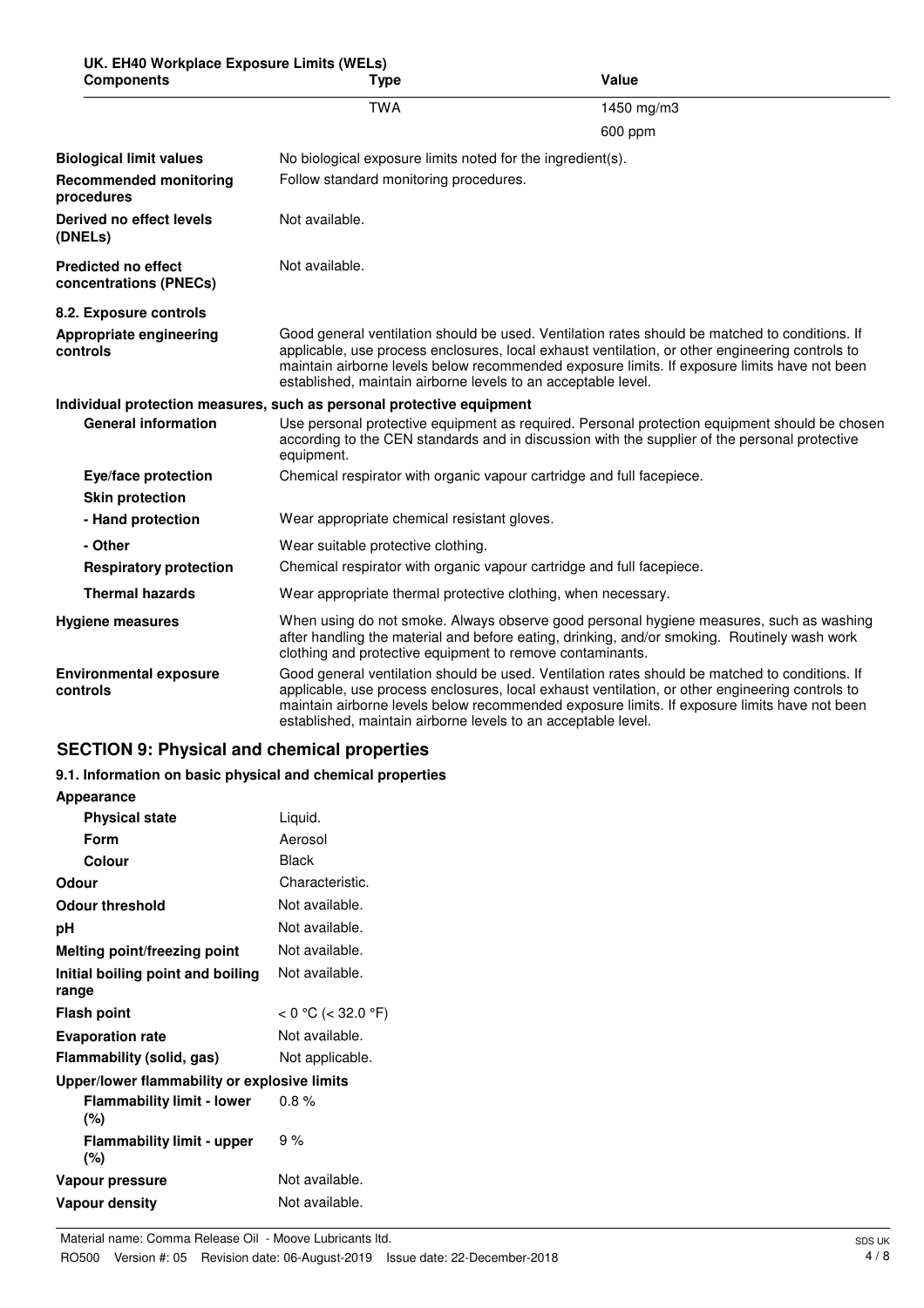**UK. EH40 Workplace Exposure Limits (WELs)**

| Components | Type | Value |
|---|---|---|
| | TWA | 1450 mg/m3 |
| | | 600 ppm |

| | |
|---|---|
| **Biological limit values** | No biological exposure limits noted for the ingredient(s). |
| **Recommended monitoring procedures** | Follow standard monitoring procedures. |
| **Derived no effect levels (DNELs)** | Not available. |
| **Predicted no effect concentrations (PNECs)** | Not available. |

**8.2. Exposure controls**

| | |
|---|---|
| **Appropriate engineering controls** | Good general ventilation should be used. Ventilation rates should be matched to conditions. If applicable, use process enclosures, local exhaust ventilation, or other engineering controls to maintain airborne levels below recommended exposure limits. If exposure limits have not been established, maintain airborne levels to an acceptable level. |

**Individual protection measures, such as personal protective equipment**

| | |
|---|---|
| **General information** | Use personal protective equipment as required. Personal protection equipment should be chosen according to the CEN standards and in discussion with the supplier of the personal protective equipment. |
| **Eye/face protection** | Chemical respirator with organic vapour cartridge and full facepiece. |
| **Skin protection** | |
| **- Hand protection** | Wear appropriate chemical resistant gloves. |
| **- Other** | Wear suitable protective clothing. |
| **Respiratory protection** | Chemical respirator with organic vapour cartridge and full facepiece. |
| **Thermal hazards** | Wear appropriate thermal protective clothing, when necessary. |
| **Hygiene measures** | When using do not smoke. Always observe good personal hygiene measures, such as washing after handling the material and before eating, drinking, and/or smoking. Routinely wash work clothing and protective equipment to remove contaminants. |
| **Environmental exposure controls** | Good general ventilation should be used. Ventilation rates should be matched to conditions. If applicable, use process enclosures, local exhaust ventilation, or other engineering controls to maintain airborne levels below recommended exposure limits. If exposure limits have not been established, maintain airborne levels to an acceptable level. |

## SECTION 9: Physical and chemical properties

### 9.1. Information on basic physical and chemical properties

| | |
|---|---|
| **Appearance** | |
| **Physical state** | Liquid. |
| **Form** | Aerosol |
| **Colour** | Black |
| **Odour** | Characteristic. |
| **Odour threshold** | Not available. |
| **pH** | Not available. |
| **Melting point/freezing point** | Not available. |
| **Initial boiling point and boiling range** | Not available. |
| **Flash point** | < 0 °C (< 32.0 °F) |
| **Evaporation rate** | Not available. |
| **Flammability (solid, gas)** | Not applicable. |
| **Upper/lower flammability or explosive limits** | |
| **Flammability limit - lower (%)** | 0.8 % |
| **Flammability limit - upper (%)** | 9 % |
| **Vapour pressure** | Not available. |
| **Vapour density** | Not available. |

Material name: Comma Release Oil - Moove Lubricants ltd.

RO500 Version #: 05 Revision date: 06-August-2019 Issue date: 22-December-2018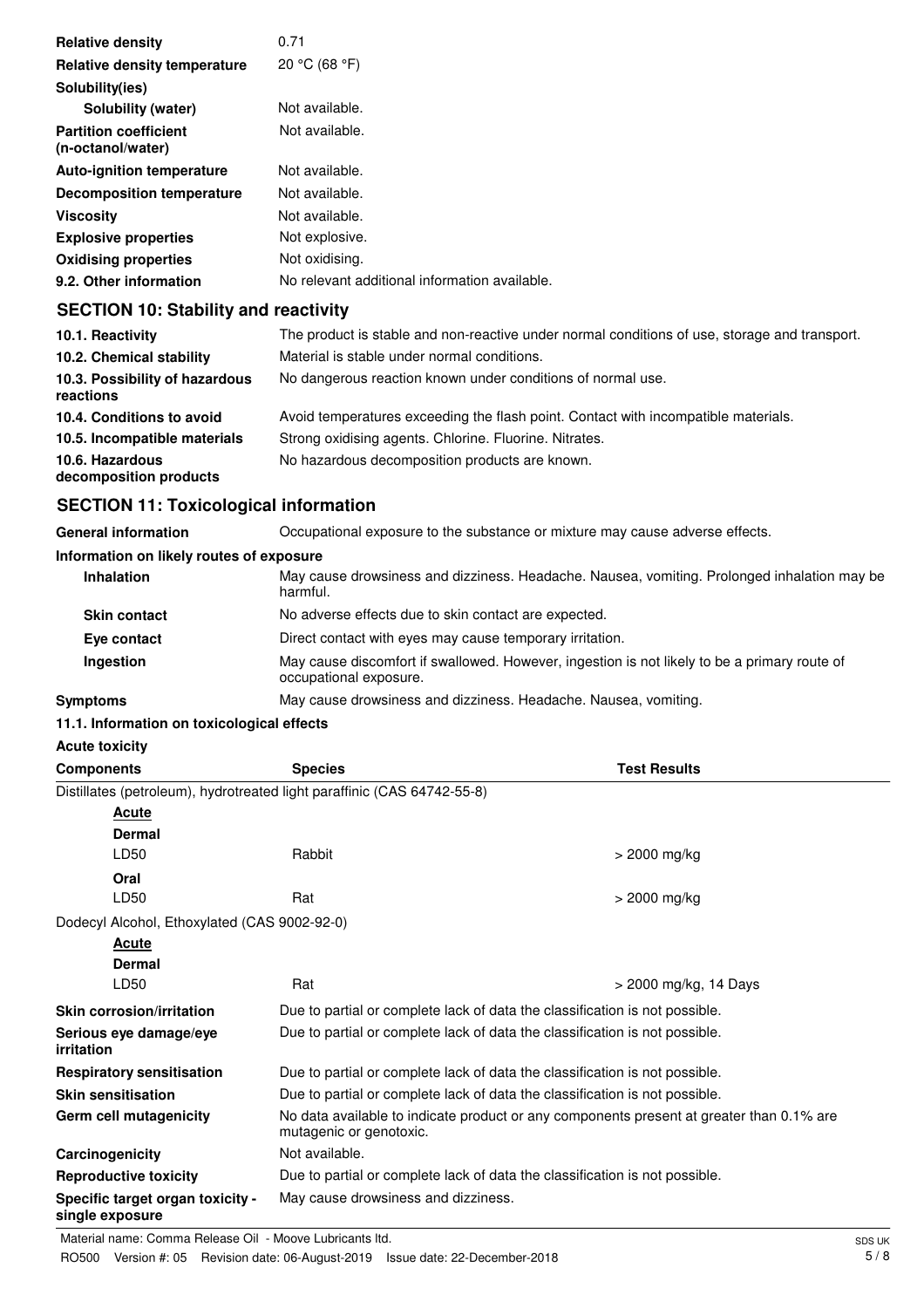| | |
|---|---|
| **Relative density** | 0.71 |
| **Relative density temperature** | 20 °C (68 °F) |
| **Solubility(ies)** | |
| **Solubility (water)** | Not available. |
| **Partition coefficient (n-octanol/water)** | Not available. |
| **Auto-ignition temperature** | Not available. |
| **Decomposition temperature** | Not available. |
| **Viscosity** | Not available. |
| **Explosive properties** | Not explosive. |
| **Oxidising properties** | Not oxidising. |
| **9.2. Other information** | No relevant additional information available. |

## SECTION 10: Stability and reactivity

| | |
|---|---|
| **10.1. Reactivity** | The product is stable and non-reactive under normal conditions of use, storage and transport. |
| **10.2. Chemical stability** | Material is stable under normal conditions. |
| **10.3. Possibility of hazardous reactions** | No dangerous reaction known under conditions of normal use. |
| **10.4. Conditions to avoid** | Avoid temperatures exceeding the flash point. Contact with incompatible materials. |
| **10.5. Incompatible materials** | Strong oxidising agents. Chlorine. Fluorine. Nitrates. |
| **10.6. Hazardous decomposition products** | No hazardous decomposition products are known. |

## SECTION 11: Toxicological information

| | |
|---|---|
| **General information** | Occupational exposure to the substance or mixture may cause adverse effects. |

**Information on likely routes of exposure**

| | |
|---|---|
| **Inhalation** | May cause drowsiness and dizziness. Headache. Nausea, vomiting. Prolonged inhalation may be harmful. |
| **Skin contact** | No adverse effects due to skin contact are expected. |
| **Eye contact** | Direct contact with eyes may cause temporary irritation. |
| **Ingestion** | May cause discomfort if swallowed. However, ingestion is not likely to be a primary route of occupational exposure. |
| **Symptoms** | May cause drowsiness and dizziness. Headache. Nausea, vomiting. |

**11.1. Information on toxicological effects**

**Acute toxicity**

| Components | Species | Test Results |
|---|---|---|
| Distillates (petroleum), hydrotreated light paraffinic (CAS 64742-55-8) | | |
| Acute | | |
| Dermal | | |
| LD50 | Rabbit | > 2000 mg/kg |
| Oral | | |
| LD50 | Rat | > 2000 mg/kg |
| Dodecyl Alcohol, Ethoxylated (CAS 9002-92-0) | | |
| Acute | | |
| Dermal | | |
| LD50 | Rat | > 2000 mg/kg, 14 Days |

| | |
|---|---|
| **Skin corrosion/irritation** | Due to partial or complete lack of data the classification is not possible. |
| **Serious eye damage/eye irritation** | Due to partial or complete lack of data the classification is not possible. |
| **Respiratory sensitisation** | Due to partial or complete lack of data the classification is not possible. |
| **Skin sensitisation** | Due to partial or complete lack of data the classification is not possible. |
| **Germ cell mutagenicity** | No data available to indicate product or any components present at greater than 0.1% are mutagenic or genotoxic. |
| **Carcinogenicity** | Not available. |
| **Reproductive toxicity** | Due to partial or complete lack of data the classification is not possible. |
| **Specific target organ toxicity - single exposure** | May cause drowsiness and dizziness. |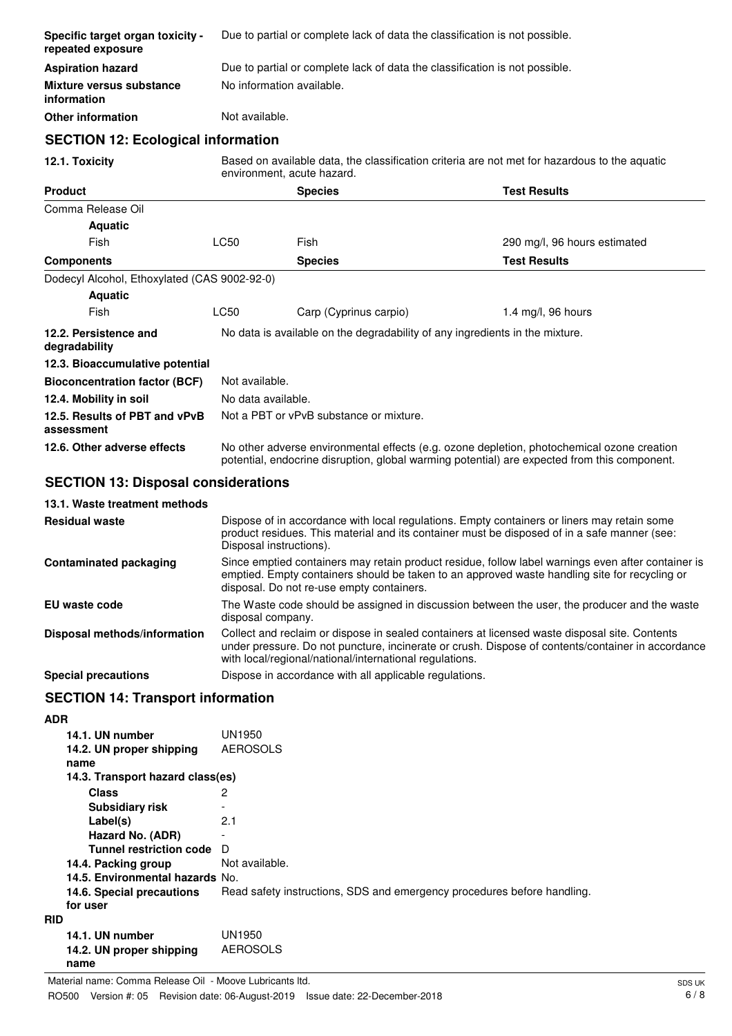| | |
|---|---|
| **Specific target organ toxicity - repeated exposure** | Due to partial or complete lack of data the classification is not possible. |
| **Aspiration hazard** | Due to partial or complete lack of data the classification is not possible. |
| **Mixture versus substance information** | No information available. |
| **Other information** | Not available. |

## SECTION 12: Ecological information

**12.1. Toxicity** Based on available data, the classification criteria are not met for hazardous to the aquatic environment, acute hazard.

| **Product** | | **Species** | **Test Results** |
|---|---|---|---|
| Comma Release Oil | | | |
| **Aquatic** | | | |
| Fish | LC50 | Fish | 290 mg/l, 96 hours estimated |
| **Components** | | **Species** | **Test Results** |
| Dodecyl Alcohol, Ethoxylated (CAS 9002-92-0) | | | |
| **Aquatic** | | | |
| Fish | LC50 | Carp (Cyprinus carpio) | 1.4 mg/l, 96 hours |

| | |
|---|---|
| **12.2. Persistence and degradability** | No data is available on the degradability of any ingredients in the mixture. |
| **12.3. Bioaccumulative potential** | |
| **Bioconcentration factor (BCF)** | Not available. |
| **12.4. Mobility in soil** | No data available. |
| **12.5. Results of PBT and vPvB assessment** | Not a PBT or vPvB substance or mixture. |
| **12.6. Other adverse effects** | No other adverse environmental effects (e.g. ozone depletion, photochemical ozone creation potential, endocrine disruption, global warming potential) are expected from this component. |

## SECTION 13: Disposal considerations

**13.1. Waste treatment methods**

| | |
|---|---|
| **Residual waste** | Dispose of in accordance with local regulations. Empty containers or liners may retain some product residues. This material and its container must be disposed of in a safe manner (see: Disposal instructions). |
| **Contaminated packaging** | Since emptied containers may retain product residue, follow label warnings even after container is emptied. Empty containers should be taken to an approved waste handling site for recycling or disposal. Do not re-use empty containers. |
| **EU waste code** | The Waste code should be assigned in discussion between the user, the producer and the waste disposal company. |
| **Disposal methods/information** | Collect and reclaim or dispose in sealed containers at licensed waste disposal site. Contents under pressure. Do not puncture, incinerate or crush. Dispose of contents/container in accordance with local/regional/national/international regulations. |
| **Special precautions** | Dispose in accordance with all applicable regulations. |

## SECTION 14: Transport information

**ADR**

| | |
|---|---|
| **14.1. UN number** | UN1950 |
| **14.2. UN proper shipping name** | AEROSOLS |
| **14.3. Transport hazard class(es)** | |
| **Class** | 2 |
| **Subsidiary risk** | - |
| **Label(s)** | 2.1 |
| **Hazard No. (ADR)** | - |
| **Tunnel restriction code** | D |
| **14.4. Packing group** | Not available. |
| **14.5. Environmental hazards** | No. |
| **14.6. Special precautions for user** | Read safety instructions, SDS and emergency procedures before handling. |

**RID**

| | |
|---|---|
| **14.1. UN number** | UN1950 |
| **14.2. UN proper shipping name** | AEROSOLS |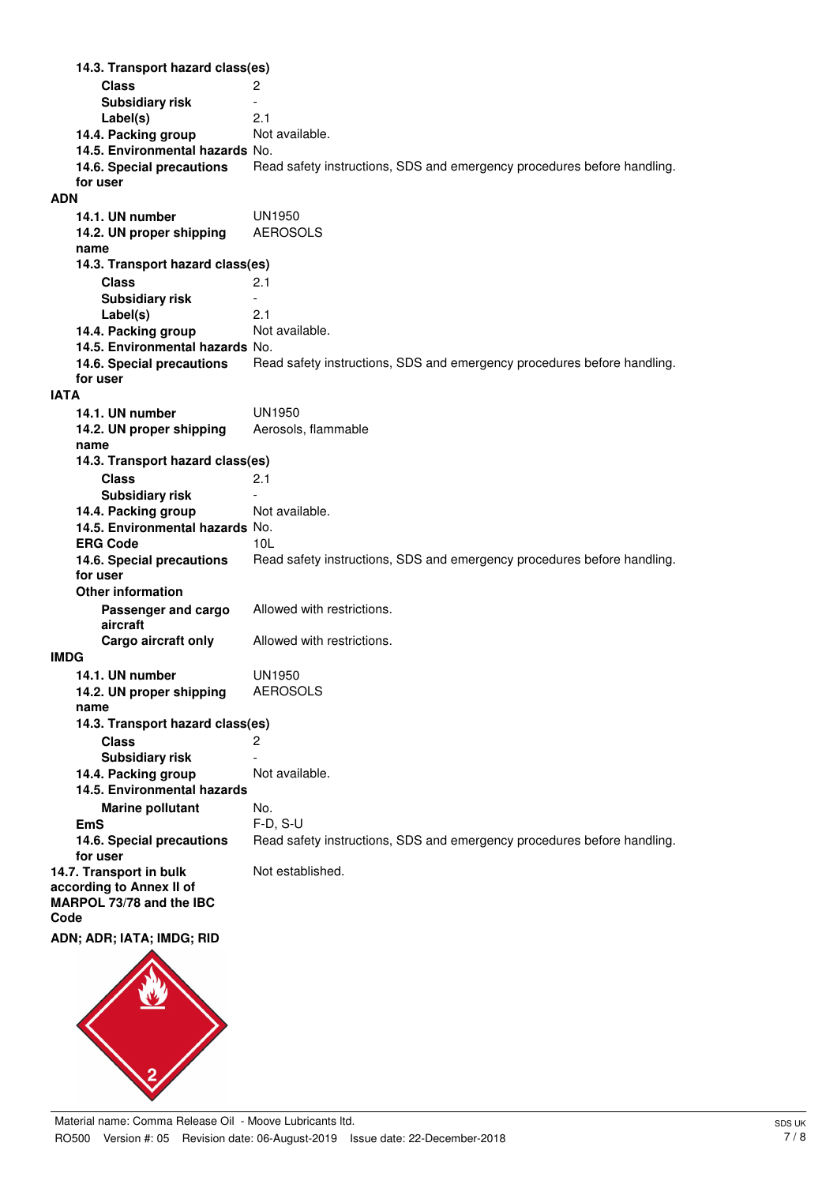**14.3. Transport hazard class(es)**

| | |
|---|---|
| **Class** | 2 |
| **Subsidiary risk** | - |
| **Label(s)** | 2.1 |
| **14.4. Packing group** | Not available. |
| **14.5. Environmental hazards** | No. |
| **14.6. Special precautions for user** | Read safety instructions, SDS and emergency procedures before handling. |

**ADN**

| | |
|---|---|
| **14.1. UN number** | UN1950 |
| **14.2. UN proper shipping name** | AEROSOLS |
| **14.3. Transport hazard class(es)** | |
| **Class** | 2.1 |
| **Subsidiary risk** | - |
| **Label(s)** | 2.1 |
| **14.4. Packing group** | Not available. |
| **14.5. Environmental hazards** | No. |
| **14.6. Special precautions for user** | Read safety instructions, SDS and emergency procedures before handling. |

**IATA**

| | |
|---|---|
| **14.1. UN number** | UN1950 |
| **14.2. UN proper shipping name** | Aerosols, flammable |
| **14.3. Transport hazard class(es)** | |
| **Class** | 2.1 |
| **Subsidiary risk** | - |
| **14.4. Packing group** | Not available. |
| **14.5. Environmental hazards** | No. |
| **ERG Code** | 10L |
| **14.6. Special precautions for user** | Read safety instructions, SDS and emergency procedures before handling. |
| **Other information** | |
| **Passenger and cargo aircraft** | Allowed with restrictions. |
| **Cargo aircraft only** | Allowed with restrictions. |

**IMDG**

| | |
|---|---|
| **14.1. UN number** | UN1950 |
| **14.2. UN proper shipping name** | AEROSOLS |
| **14.3. Transport hazard class(es)** | |
| **Class** | 2 |
| **Subsidiary risk** | - |
| **14.4. Packing group** | Not available. |
| **14.5. Environmental hazards** | |
| **Marine pollutant** | No. |
| **EmS** | F-D, S-U |
| **14.6. Special precautions for user** | Read safety instructions, SDS and emergency procedures before handling. |

| | |
|---|---|
| **14.7. Transport in bulk according to Annex II of MARPOL 73/78 and the IBC Code** | Not established. |

**ADN; ADR; IATA; IMDG; RID**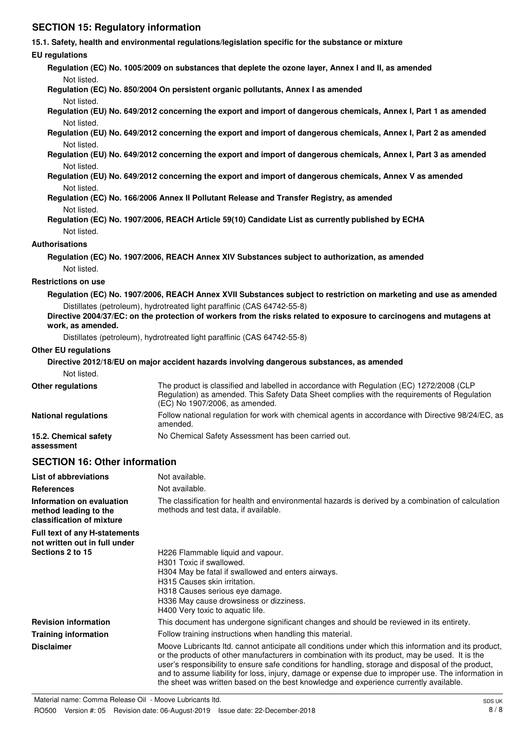## SECTION 15: Regulatory information

**15.1. Safety, health and environmental regulations/legislation specific for the substance or mixture**

**EU regulations**

**Regulation (EC) No. 1005/2009 on substances that deplete the ozone layer, Annex I and II, as amended**

Not listed.

**Regulation (EC) No. 850/2004 On persistent organic pollutants, Annex I as amended**

Not listed.

**Regulation (EU) No. 649/2012 concerning the export and import of dangerous chemicals, Annex I, Part 1 as amended**

Not listed.

**Regulation (EU) No. 649/2012 concerning the export and import of dangerous chemicals, Annex I, Part 2 as amended**

Not listed.

**Regulation (EU) No. 649/2012 concerning the export and import of dangerous chemicals, Annex I, Part 3 as amended**

Not listed.

**Regulation (EU) No. 649/2012 concerning the export and import of dangerous chemicals, Annex V as amended**

Not listed.

**Regulation (EC) No. 166/2006 Annex II Pollutant Release and Transfer Registry, as amended**

Not listed.

**Regulation (EC) No. 1907/2006, REACH Article 59(10) Candidate List as currently published by ECHA**

Not listed.

**Authorisations**

**Regulation (EC) No. 1907/2006, REACH Annex XIV Substances subject to authorization, as amended**

Not listed.

**Restrictions on use**

**Regulation (EC) No. 1907/2006, REACH Annex XVII Substances subject to restriction on marketing and use as amended**

Distillates (petroleum), hydrotreated light paraffinic (CAS 64742-55-8)

**Directive 2004/37/EC: on the protection of workers from the risks related to exposure to carcinogens and mutagens at work, as amended.**

Distillates (petroleum), hydrotreated light paraffinic (CAS 64742-55-8)

**Other EU regulations**

**Directive 2012/18/EU on major accident hazards involving dangerous substances, as amended**

Not listed.

| | |
|---|---|
| **Other regulations** | The product is classified and labelled in accordance with Regulation (EC) 1272/2008 (CLP Regulation) as amended. This Safety Data Sheet complies with the requirements of Regulation (EC) No 1907/2006, as amended. |
| **National regulations** | Follow national regulation for work with chemical agents in accordance with Directive 98/24/EC, as amended. |
| **15.2. Chemical safety assessment** | No Chemical Safety Assessment has been carried out. |

## SECTION 16: Other information

| | |
|---|---|
| **List of abbreviations** | Not available. |
| **References** | Not available. |
| **Information on evaluation method leading to the classification of mixture** | The classification for health and environmental hazards is derived by a combination of calculation methods and test data, if available. |
| **Full text of any H-statements not written out in full under Sections 2 to 15** | H226 Flammable liquid and vapour.<br>H301 Toxic if swallowed.<br>H304 May be fatal if swallowed and enters airways.<br>H315 Causes skin irritation.<br>H318 Causes serious eye damage.<br>H336 May cause drowsiness or dizziness.<br>H400 Very toxic to aquatic life. |
| **Revision information** | This document has undergone significant changes and should be reviewed in its entirety. |
| **Training information** | Follow training instructions when handling this material. |
| **Disclaimer** | Moove Lubricants ltd. cannot anticipate all conditions under which this information and its product, or the products of other manufacturers in combination with its product, may be used. It is the user's responsibility to ensure safe conditions for handling, storage and disposal of the product, and to assume liability for loss, injury, damage or expense due to improper use. The information in the sheet was written based on the best knowledge and experience currently available. |

Material name: Comma Release Oil - Moove Lubricants ltd.

RO500 Version #: 05 Revision date: 06-August-2019 Issue date: 22-December-2018